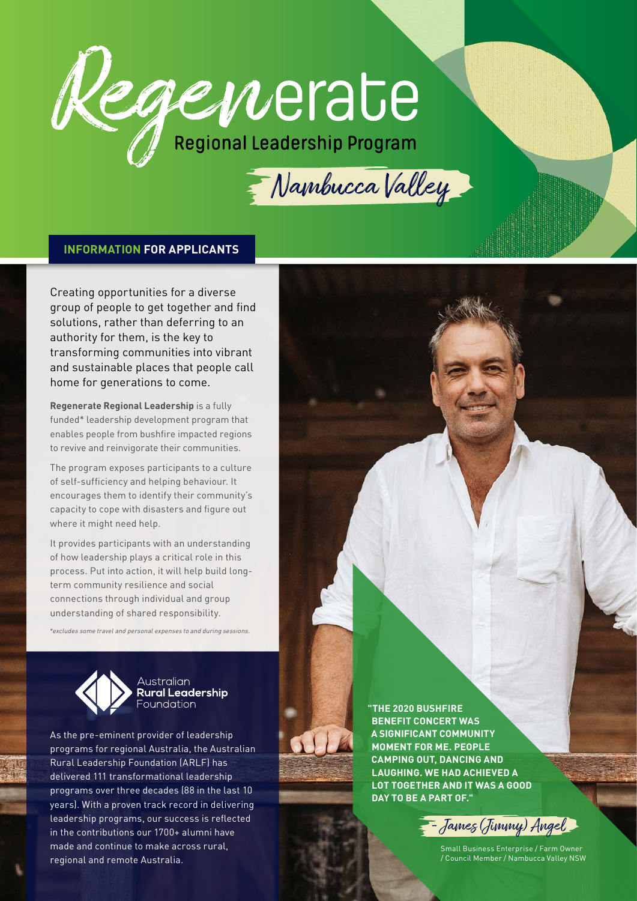# Regenerate

## Regional Leadership Program

## Nambucca Valley

**INFORMATION FOR APPLICANTS**

Creating opportunities for a diverse group of people to get together and find solutions, rather than deferring to an authority for them, is the key to transforming communities into vibrant and sustainable places that people call home for generations to come.

**Regenerate Regional Leadership** is a fully funded* leadership development program that enables people from bushfire impacted regions to revive and reinvigorate their communities.

The program exposes participants to a culture of self-sufficiency and helping behaviour. It encourages them to identify their community's capacity to cope with disasters and figure out where it might need help.

It provides participants with an understanding of how leadership plays a critical role in this process. Put into action, it will help build long-term community resilience and social connections through individual and group understanding of shared responsibility.

*\*excludes some travel and personal expenses to and during sessions.*

Australian **Rural Leadership** Foundation

As the pre-eminent provider of leadership programs for regional Australia, the Australian Rural Leadership Foundation (ARLF) has delivered 111 transformational leadership programs over three decades (88 in the last 10 years). With a proven track record in delivering leadership programs, our success is reflected in the contributions our 1700+ alumni have made and continue to make across rural, regional and remote Australia.

**"THE 2020 BUSHFIRE BENEFIT CONCERT WAS A SIGNIFICANT COMMUNITY MOMENT FOR ME. PEOPLE CAMPING OUT, DANCING AND LAUGHING. WE HAD ACHIEVED A LOT TOGETHER AND IT WAS A GOOD DAY TO BE A PART OF."**

– James (Jimmy) Angel

Small Business Enterprise / Farm Owner / Council Member / Nambucca Valley NSW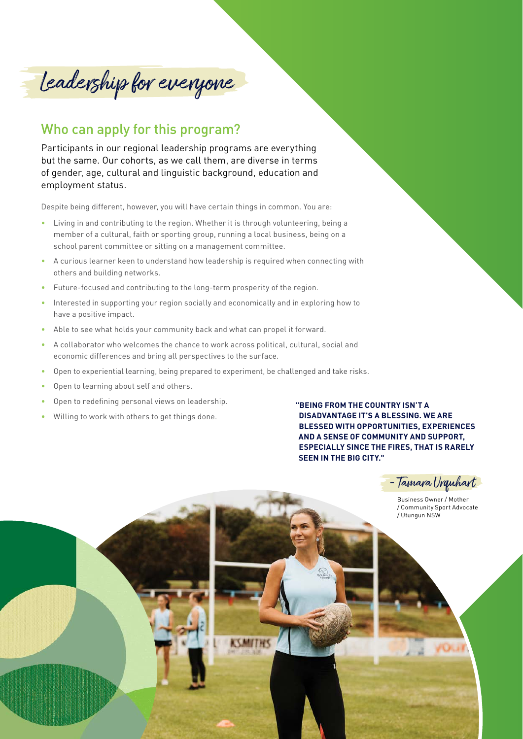# Leadership for everyone

## Who can apply for this program?

Participants in our regional leadership programs are everything but the same. Our cohorts, as we call them, are diverse in terms of gender, age, cultural and linguistic background, education and employment status.

Despite being different, however, you will have certain things in common. You are:

- Living in and contributing to the region. Whether it is through volunteering, being a member of a cultural, faith or sporting group, running a local business, being on a school parent committee or sitting on a management committee.
- A curious learner keen to understand how leadership is required when connecting with others and building networks.
- Future-focused and contributing to the long-term prosperity of the region.
- Interested in supporting your region socially and economically and in exploring how to have a positive impact.
- Able to see what holds your community back and what can propel it forward.
- A collaborator who welcomes the chance to work across political, cultural, social and economic differences and bring all perspectives to the surface.
- Open to experiential learning, being prepared to experiment, be challenged and take risks.
- Open to learning about self and others.
- Open to redefining personal views on leadership.
- Willing to work with others to get things done.

**"BEING FROM THE COUNTRY ISN'T A DISADVANTAGE IT'S A BLESSING. WE ARE BLESSED WITH OPPORTUNITIES, EXPERIENCES AND A SENSE OF COMMUNITY AND SUPPORT, ESPECIALLY SINCE THE FIRES, THAT IS RARELY SEEN IN THE BIG CITY."**

– Tamara Urquhart

Business Owner / Mother / Community Sport Advocate / Utungun NSW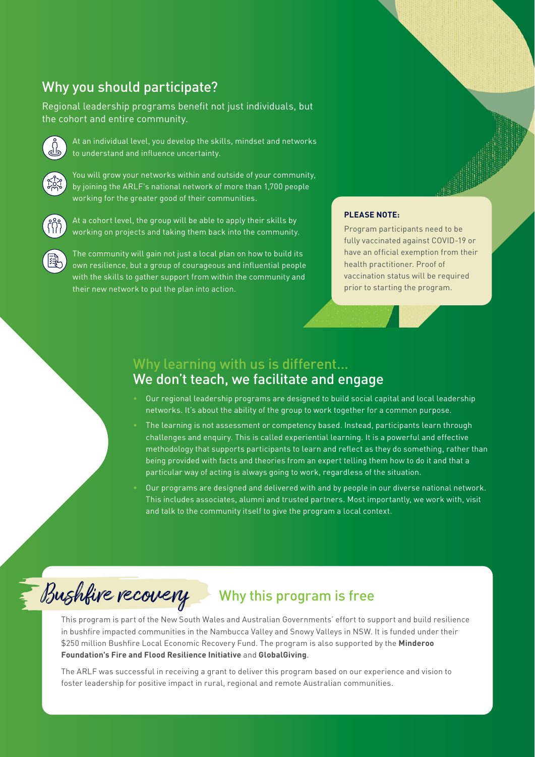## Why you should participate?

Regional leadership programs benefit not just individuals, but the cohort and entire community.

- At an individual level, you develop the skills, mindset and networks to understand and influence uncertainty.
- You will grow your networks within and outside of your community, by joining the ARLF's national network of more than 1,700 people working for the greater good of their communities.
- At a cohort level, the group will be able to apply their skills by working on projects and taking them back into the community.
- The community will gain not just a local plan on how to build its own resilience, but a group of courageous and influential people with the skills to gather support from within the community and their new network to put the plan into action.

**PLEASE NOTE:**

Program participants need to be fully vaccinated against COVID-19 or have an official exemption from their health practitioner. Proof of vaccination status will be required prior to starting the program.

## Why learning with us is different...
## We don't teach, we facilitate and engage

- Our regional leadership programs are designed to build social capital and local leadership networks. It's about the ability of the group to work together for a common purpose.
- The learning is not assessment or competency based. Instead, participants learn through challenges and enquiry. This is called experiential learning. It is a powerful and effective methodology that supports participants to learn and reflect as they do something, rather than being provided with facts and theories from an expert telling them how to do it and that a particular way of acting is always going to work, regardless of the situation.
- Our programs are designed and delivered with and by people in our diverse national network. This includes associates, alumni and trusted partners. Most importantly, we work with, visit and talk to the community itself to give the program a local context.

## Bushfire recovery

## Why this program is free

This program is part of the New South Wales and Australian Governments' effort to support and build resilience in bushfire impacted communities in the Nambucca Valley and Snowy Valleys in NSW. It is funded under their $250 million Bushfire Local Economic Recovery Fund. The program is also supported by the **Minderoo Foundation's Fire and Flood Resilience Initiative** and **GlobalGiving**.

The ARLF was successful in receiving a grant to deliver this program based on our experience and vision to foster leadership for positive impact in rural, regional and remote Australian communities.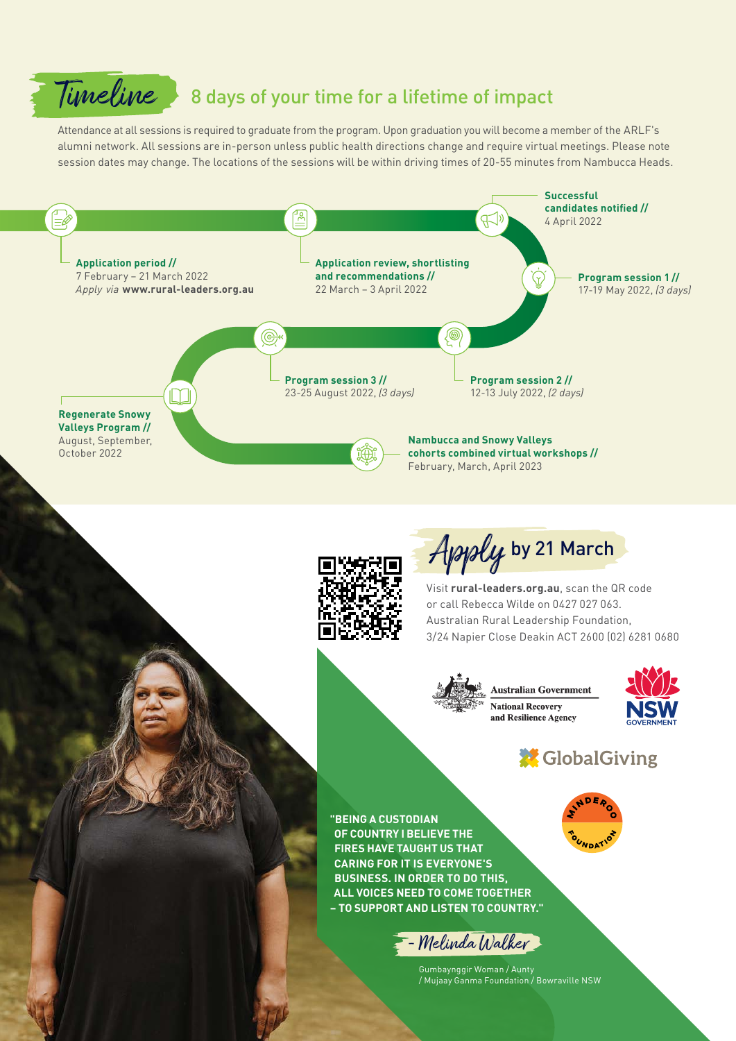# Timeline

## 8 days of your time for a lifetime of impact

Attendance at all sessions is required to graduate from the program. Upon graduation you will become a member of the ARLF's alumni network. All sessions are in-person unless public health directions change and require virtual meetings. Please note session dates may change. The locations of the sessions will be within driving times of 20-55 minutes from Nambucca Heads.

**Application period //**
7 February – 21 March 2022
*Apply via* **www.rural-leaders.org.au**

**Application review, shortlisting and recommendations //**
22 March – 3 April 2022

**Successful candidates notified //**
4 April 2022

**Program session 1 //**
17-19 May 2022, *(3 days)*

**Program session 2 //**
12-13 July 2022, *(2 days)*

**Program session 3 //**
23-25 August 2022, *(3 days)*

**Regenerate Snowy Valleys Program //**
August, September, October 2022

**Nambucca and Snowy Valleys cohorts combined virtual workshops //**
February, March, April 2023

## Apply by 21 March

Visit **rural-leaders.org.au**, scan the QR code or call Rebecca Wilde on 0427 027 063.
Australian Rural Leadership Foundation,
3/24 Napier Close Deakin ACT 2600 (02) 6281 0680

Australian Government
National Recovery and Resilience Agency

NSW GOVERNMENT

GlobalGiving

MINDEROO FOUNDATION

**"BEING A CUSTODIAN OF COUNTRY I BELIEVE THE FIRES HAVE TAUGHT US THAT CARING FOR IT IS EVERYONE'S BUSINESS. IN ORDER TO DO THIS, ALL VOICES NEED TO COME TOGETHER – TO SUPPORT AND LISTEN TO COUNTRY."**

– Melinda Walker

Gumbaynggir Woman / Aunty / Mujaay Ganma Foundation / Bowraville NSW